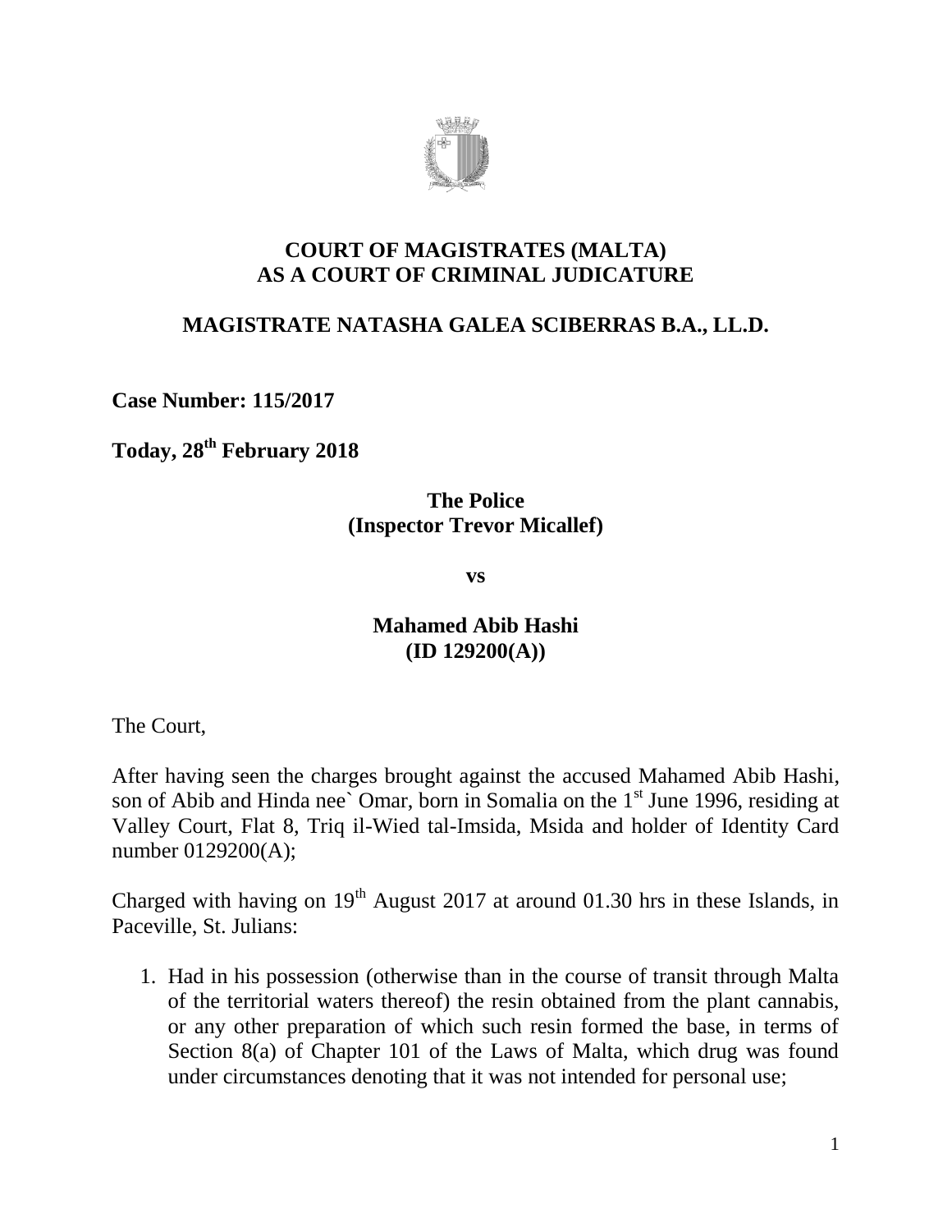**COURT OF MAGISTRATES (MALTA)**
**AS A COURT OF CRIMINAL JUDICATURE**

**MAGISTRATE NATASHA GALEA SCIBERRAS B.A., LL.D.**

**Case Number: 115/2017**

**Today, 28th February 2018**

**The Police**
**(Inspector Trevor Micallef)**

**vs**

**Mahamed Abib Hashi**
**(ID 129200(A))**

The Court,

After having seen the charges brought against the accused Mahamed Abib Hashi, son of Abib and Hinda nee` Omar, born in Somalia on the 1st June 1996, residing at Valley Court, Flat 8, Triq il-Wied tal-Imsida, Msida and holder of Identity Card number 0129200(A);

Charged with having on 19th August 2017 at around 01.30 hrs in these Islands, in Paceville, St. Julians:

1. Had in his possession (otherwise than in the course of transit through Malta of the territorial waters thereof) the resin obtained from the plant cannabis, or any other preparation of which such resin formed the base, in terms of Section 8(a) of Chapter 101 of the Laws of Malta, which drug was found under circumstances denoting that it was not intended for personal use;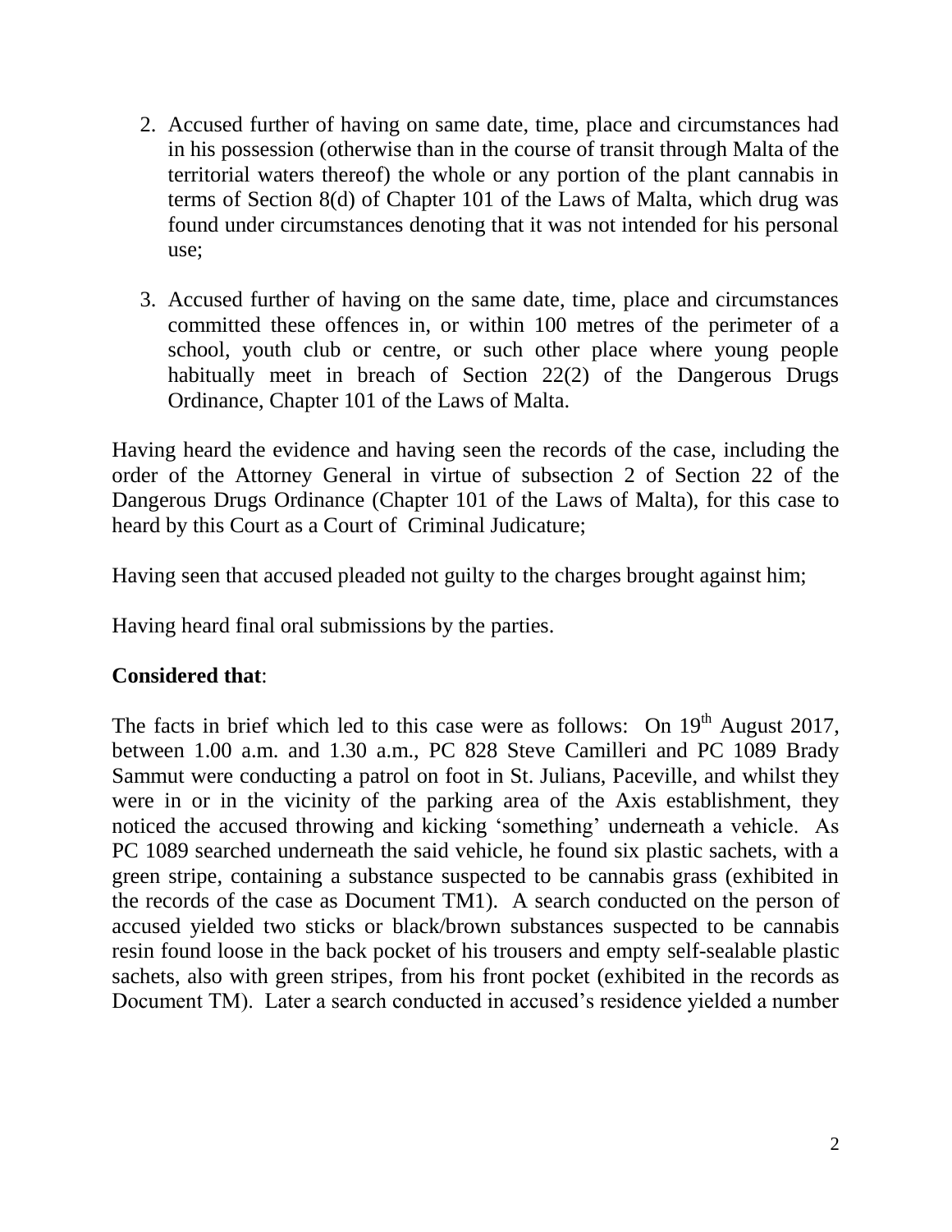2. Accused further of having on same date, time, place and circumstances had in his possession (otherwise than in the course of transit through Malta of the territorial waters thereof) the whole or any portion of the plant cannabis in terms of Section 8(d) of Chapter 101 of the Laws of Malta, which drug was found under circumstances denoting that it was not intended for his personal use;

3. Accused further of having on the same date, time, place and circumstances committed these offences in, or within 100 metres of the perimeter of a school, youth club or centre, or such other place where young people habitually meet in breach of Section 22(2) of the Dangerous Drugs Ordinance, Chapter 101 of the Laws of Malta.

Having heard the evidence and having seen the records of the case, including the order of the Attorney General in virtue of subsection 2 of Section 22 of the Dangerous Drugs Ordinance (Chapter 101 of the Laws of Malta), for this case to heard by this Court as a Court of Criminal Judicature;

Having seen that accused pleaded not guilty to the charges brought against him;

Having heard final oral submissions by the parties.

**Considered that**:

The facts in brief which led to this case were as follows: On 19th August 2017, between 1.00 a.m. and 1.30 a.m., PC 828 Steve Camilleri and PC 1089 Brady Sammut were conducting a patrol on foot in St. Julians, Paceville, and whilst they were in or in the vicinity of the parking area of the Axis establishment, they noticed the accused throwing and kicking 'something' underneath a vehicle. As PC 1089 searched underneath the said vehicle, he found six plastic sachets, with a green stripe, containing a substance suspected to be cannabis grass (exhibited in the records of the case as Document TM1). A search conducted on the person of accused yielded two sticks or black/brown substances suspected to be cannabis resin found loose in the back pocket of his trousers and empty self-sealable plastic sachets, also with green stripes, from his front pocket (exhibited in the records as Document TM). Later a search conducted in accused's residence yielded a number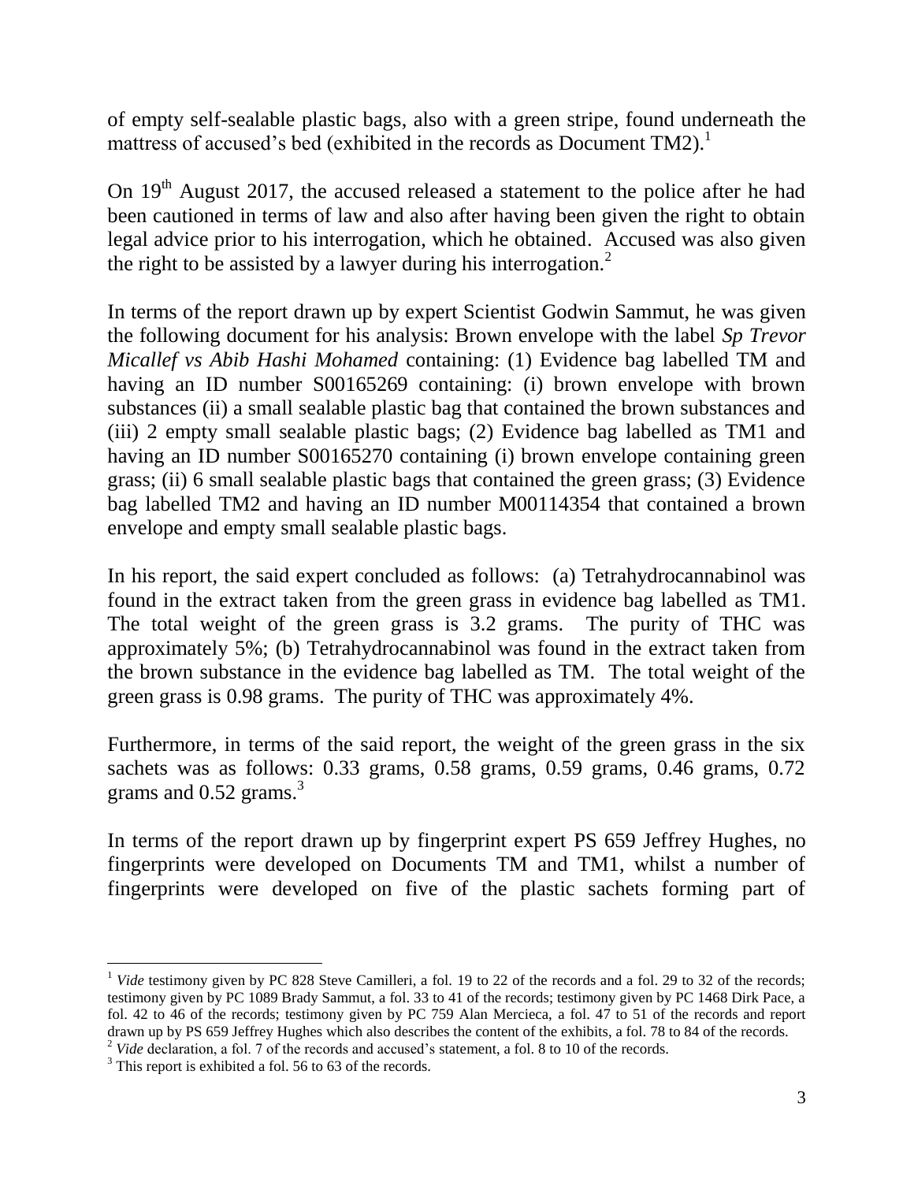of empty self-sealable plastic bags, also with a green stripe, found underneath the mattress of accused's bed (exhibited in the records as Document TM2).[1]

On 19th August 2017, the accused released a statement to the police after he had been cautioned in terms of law and also after having been given the right to obtain legal advice prior to his interrogation, which he obtained. Accused was also given the right to be assisted by a lawyer during his interrogation.[2]

In terms of the report drawn up by expert Scientist Godwin Sammut, he was given the following document for his analysis: Brown envelope with the label *Sp Trevor Micallef vs Abib Hashi Mohamed* containing: (1) Evidence bag labelled TM and having an ID number S00165269 containing: (i) brown envelope with brown substances (ii) a small sealable plastic bag that contained the brown substances and (iii) 2 empty small sealable plastic bags; (2) Evidence bag labelled as TM1 and having an ID number S00165270 containing (i) brown envelope containing green grass; (ii) 6 small sealable plastic bags that contained the green grass; (3) Evidence bag labelled TM2 and having an ID number M00114354 that contained a brown envelope and empty small sealable plastic bags.

In his report, the said expert concluded as follows: (a) Tetrahydrocannabinol was found in the extract taken from the green grass in evidence bag labelled as TM1. The total weight of the green grass is 3.2 grams. The purity of THC was approximately 5%; (b) Tetrahydrocannabinol was found in the extract taken from the brown substance in the evidence bag labelled as TM. The total weight of the green grass is 0.98 grams. The purity of THC was approximately 4%.

Furthermore, in terms of the said report, the weight of the green grass in the six sachets was as follows: 0.33 grams, 0.58 grams, 0.59 grams, 0.46 grams, 0.72 grams and 0.52 grams.[3]

In terms of the report drawn up by fingerprint expert PS 659 Jeffrey Hughes, no fingerprints were developed on Documents TM and TM1, whilst a number of fingerprints were developed on five of the plastic sachets forming part of

---

[1] *Vide* testimony given by PC 828 Steve Camilleri, a fol. 19 to 22 of the records and a fol. 29 to 32 of the records; testimony given by PC 1089 Brady Sammut, a fol. 33 to 41 of the records; testimony given by PC 1468 Dirk Pace, a fol. 42 to 46 of the records; testimony given by PC 759 Alan Mercieca, a fol. 47 to 51 of the records and report drawn up by PS 659 Jeffrey Hughes which also describes the content of the exhibits, a fol. 78 to 84 of the records.

[2] *Vide* declaration, a fol. 7 of the records and accused's statement, a fol. 8 to 10 of the records.

[3] This report is exhibited a fol. 56 to 63 of the records.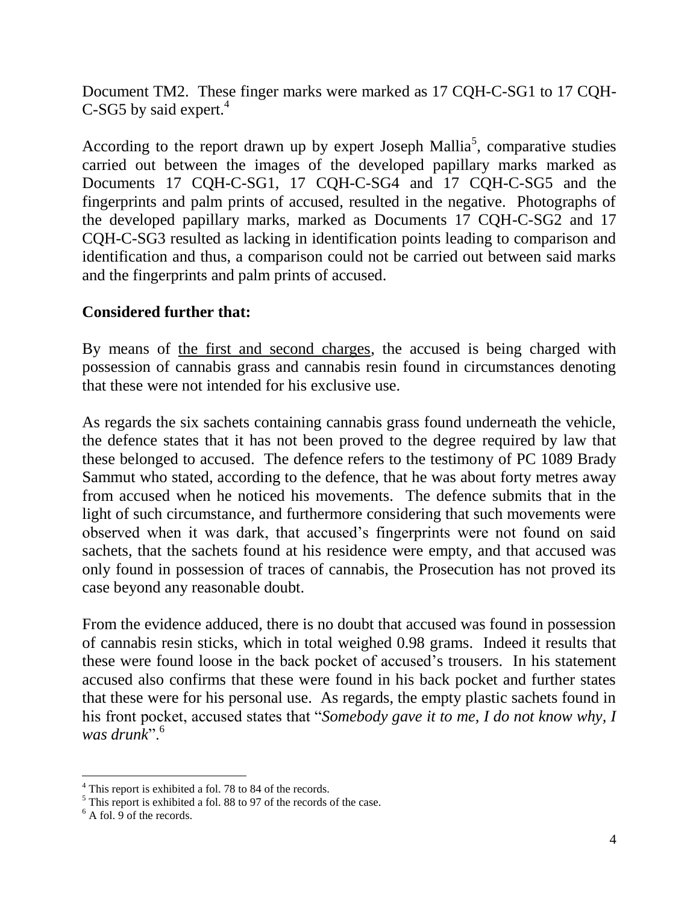Document TM2. These finger marks were marked as 17 CQH-C-SG1 to 17 CQH-C-SG5 by said expert.[4]

According to the report drawn up by expert Joseph Mallia[5], comparative studies carried out between the images of the developed papillary marks marked as Documents 17 CQH-C-SG1, 17 CQH-C-SG4 and 17 CQH-C-SG5 and the fingerprints and palm prints of accused, resulted in the negative. Photographs of the developed papillary marks, marked as Documents 17 CQH-C-SG2 and 17 CQH-C-SG3 resulted as lacking in identification points leading to comparison and identification and thus, a comparison could not be carried out between said marks and the fingerprints and palm prints of accused.

**Considered further that:**

By means of <u>the first and second charges</u>, the accused is being charged with possession of cannabis grass and cannabis resin found in circumstances denoting that these were not intended for his exclusive use.

As regards the six sachets containing cannabis grass found underneath the vehicle, the defence states that it has not been proved to the degree required by law that these belonged to accused. The defence refers to the testimony of PC 1089 Brady Sammut who stated, according to the defence, that he was about forty metres away from accused when he noticed his movements. The defence submits that in the light of such circumstance, and furthermore considering that such movements were observed when it was dark, that accused's fingerprints were not found on said sachets, that the sachets found at his residence were empty, and that accused was only found in possession of traces of cannabis, the Prosecution has not proved its case beyond any reasonable doubt.

From the evidence adduced, there is no doubt that accused was found in possession of cannabis resin sticks, which in total weighed 0.98 grams. Indeed it results that these were found loose in the back pocket of accused's trousers. In his statement accused also confirms that these were found in his back pocket and further states that these were for his personal use. As regards, the empty plastic sachets found in his front pocket, accused states that "*Somebody gave it to me, I do not know why, I was drunk*".[6]

---

[4] This report is exhibited a fol. 78 to 84 of the records.

[5] This report is exhibited a fol. 88 to 97 of the records of the case.

[6] A fol. 9 of the records.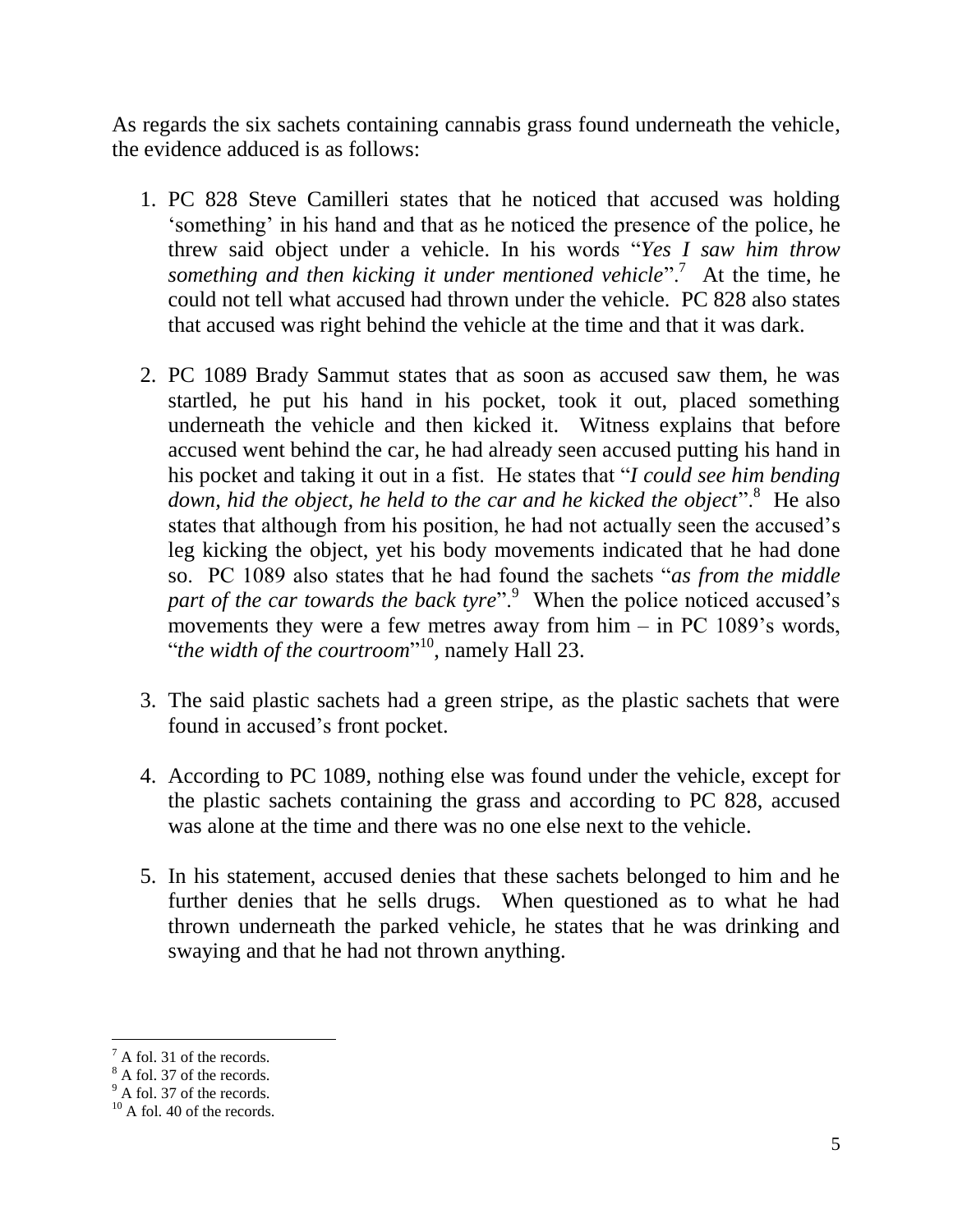As regards the six sachets containing cannabis grass found underneath the vehicle, the evidence adduced is as follows:

1. PC 828 Steve Camilleri states that he noticed that accused was holding 'something' in his hand and that as he noticed the presence of the police, he threw said object under a vehicle. In his words "*Yes I saw him throw something and then kicking it under mentioned vehicle*".[7] At the time, he could not tell what accused had thrown under the vehicle. PC 828 also states that accused was right behind the vehicle at the time and that it was dark.

2. PC 1089 Brady Sammut states that as soon as accused saw them, he was startled, he put his hand in his pocket, took it out, placed something underneath the vehicle and then kicked it. Witness explains that before accused went behind the car, he had already seen accused putting his hand in his pocket and taking it out in a fist. He states that "*I could see him bending down, hid the object, he held to the car and he kicked the object*".[8] He also states that although from his position, he had not actually seen the accused's leg kicking the object, yet his body movements indicated that he had done so. PC 1089 also states that he had found the sachets "*as from the middle part of the car towards the back tyre*".[9] When the police noticed accused's movements they were a few metres away from him – in PC 1089's words, "*the width of the courtroom*"[10], namely Hall 23.

3. The said plastic sachets had a green stripe, as the plastic sachets that were found in accused's front pocket.

4. According to PC 1089, nothing else was found under the vehicle, except for the plastic sachets containing the grass and according to PC 828, accused was alone at the time and there was no one else next to the vehicle.

5. In his statement, accused denies that these sachets belonged to him and he further denies that he sells drugs. When questioned as to what he had thrown underneath the parked vehicle, he states that he was drinking and swaying and that he had not thrown anything.

---

[7] A fol. 31 of the records.
[8] A fol. 37 of the records.
[9] A fol. 37 of the records.
[10] A fol. 40 of the records.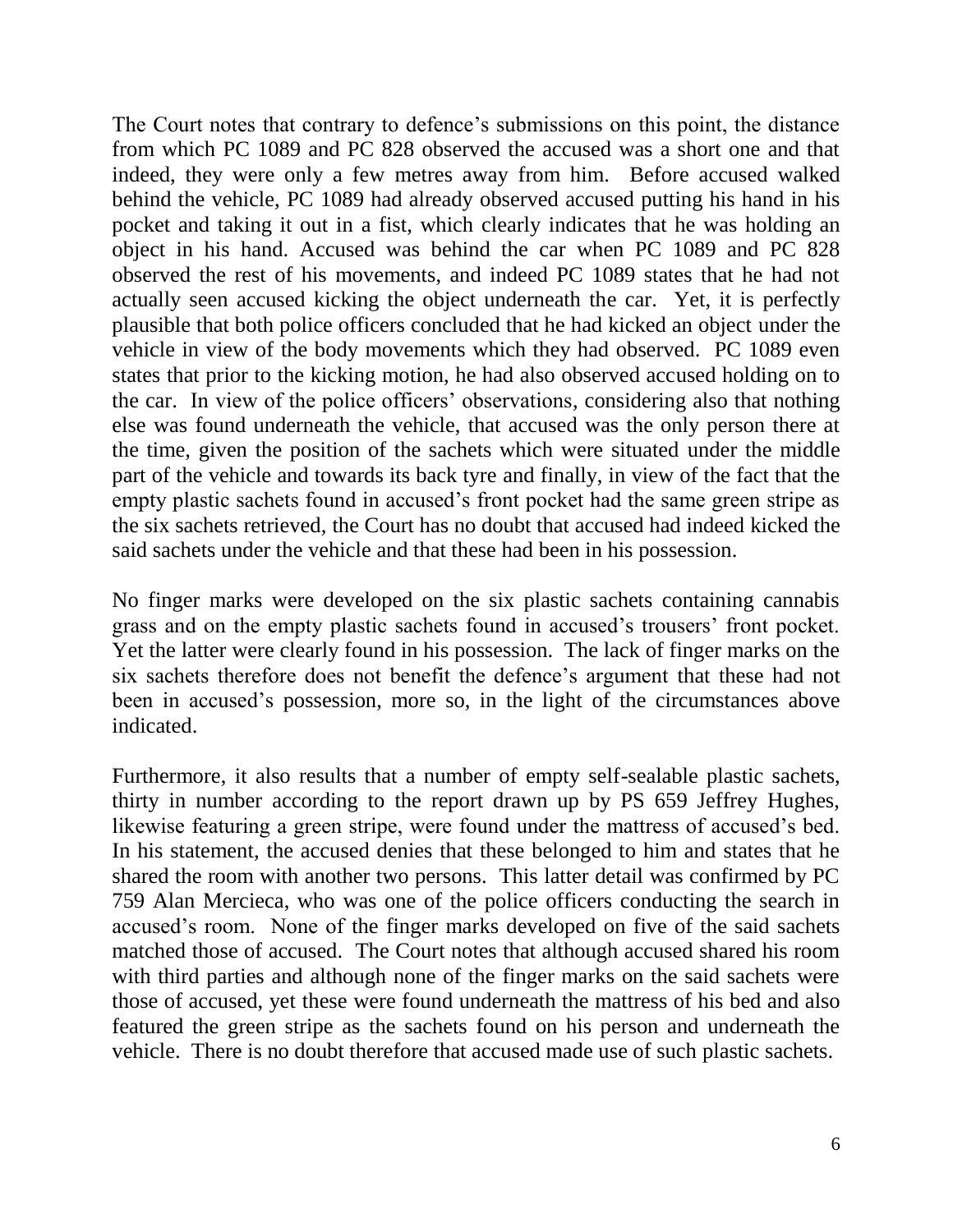The Court notes that contrary to defence's submissions on this point, the distance from which PC 1089 and PC 828 observed the accused was a short one and that indeed, they were only a few metres away from him. Before accused walked behind the vehicle, PC 1089 had already observed accused putting his hand in his pocket and taking it out in a fist, which clearly indicates that he was holding an object in his hand. Accused was behind the car when PC 1089 and PC 828 observed the rest of his movements, and indeed PC 1089 states that he had not actually seen accused kicking the object underneath the car. Yet, it is perfectly plausible that both police officers concluded that he had kicked an object under the vehicle in view of the body movements which they had observed. PC 1089 even states that prior to the kicking motion, he had also observed accused holding on to the car. In view of the police officers' observations, considering also that nothing else was found underneath the vehicle, that accused was the only person there at the time, given the position of the sachets which were situated under the middle part of the vehicle and towards its back tyre and finally, in view of the fact that the empty plastic sachets found in accused's front pocket had the same green stripe as the six sachets retrieved, the Court has no doubt that accused had indeed kicked the said sachets under the vehicle and that these had been in his possession.

No finger marks were developed on the six plastic sachets containing cannabis grass and on the empty plastic sachets found in accused's trousers' front pocket. Yet the latter were clearly found in his possession. The lack of finger marks on the six sachets therefore does not benefit the defence's argument that these had not been in accused's possession, more so, in the light of the circumstances above indicated.

Furthermore, it also results that a number of empty self-sealable plastic sachets, thirty in number according to the report drawn up by PS 659 Jeffrey Hughes, likewise featuring a green stripe, were found under the mattress of accused's bed. In his statement, the accused denies that these belonged to him and states that he shared the room with another two persons. This latter detail was confirmed by PC 759 Alan Mercieca, who was one of the police officers conducting the search in accused's room. None of the finger marks developed on five of the said sachets matched those of accused. The Court notes that although accused shared his room with third parties and although none of the finger marks on the said sachets were those of accused, yet these were found underneath the mattress of his bed and also featured the green stripe as the sachets found on his person and underneath the vehicle. There is no doubt therefore that accused made use of such plastic sachets.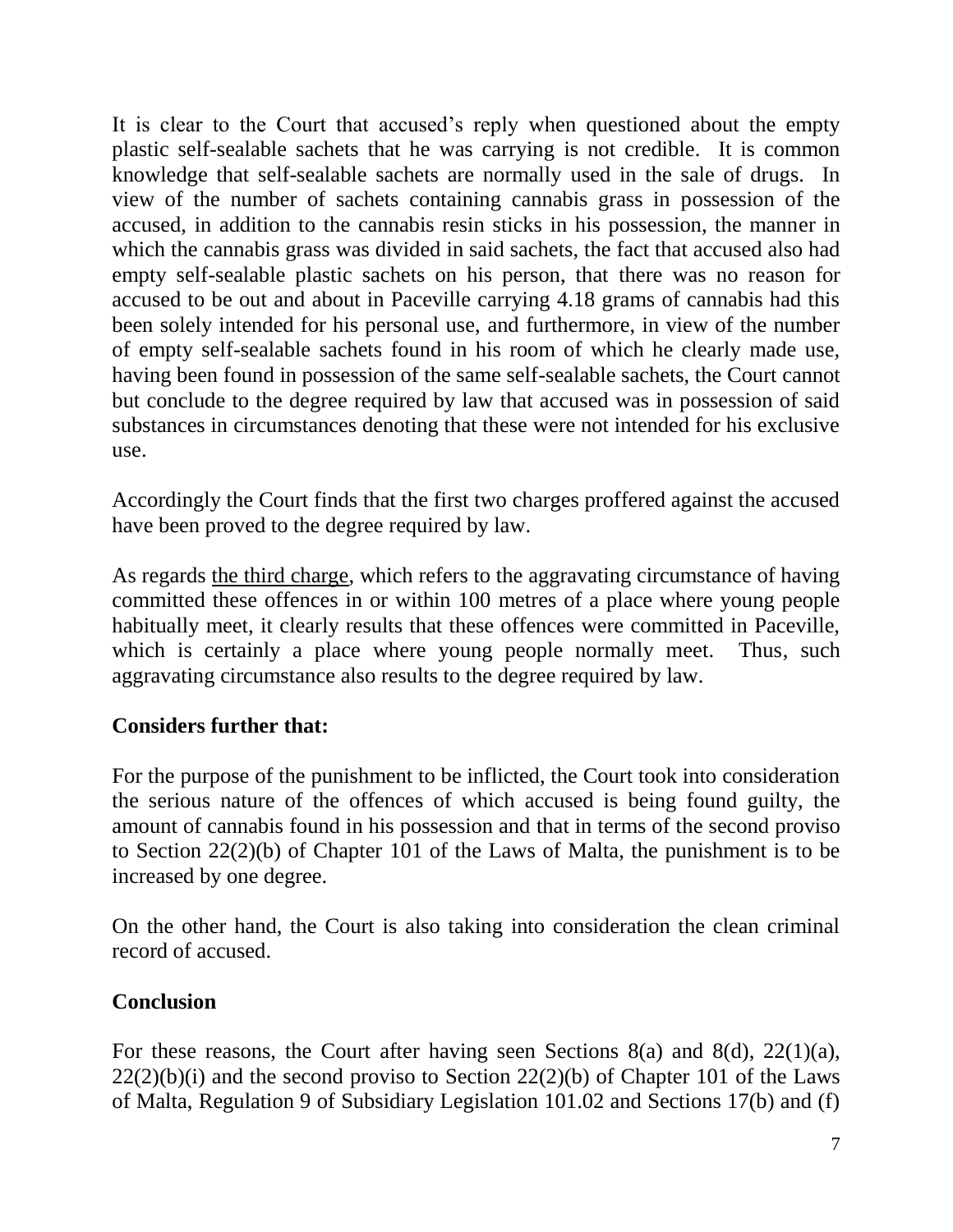It is clear to the Court that accused's reply when questioned about the empty plastic self-sealable sachets that he was carrying is not credible. It is common knowledge that self-sealable sachets are normally used in the sale of drugs. In view of the number of sachets containing cannabis grass in possession of the accused, in addition to the cannabis resin sticks in his possession, the manner in which the cannabis grass was divided in said sachets, the fact that accused also had empty self-sealable plastic sachets on his person, that there was no reason for accused to be out and about in Paceville carrying 4.18 grams of cannabis had this been solely intended for his personal use, and furthermore, in view of the number of empty self-sealable sachets found in his room of which he clearly made use, having been found in possession of the same self-sealable sachets, the Court cannot but conclude to the degree required by law that accused was in possession of said substances in circumstances denoting that these were not intended for his exclusive use.

Accordingly the Court finds that the first two charges proffered against the accused have been proved to the degree required by law.

As regards <u>the third charge</u>, which refers to the aggravating circumstance of having committed these offences in or within 100 metres of a place where young people habitually meet, it clearly results that these offences were committed in Paceville, which is certainly a place where young people normally meet. Thus, such aggravating circumstance also results to the degree required by law.

**Considers further that:**

For the purpose of the punishment to be inflicted, the Court took into consideration the serious nature of the offences of which accused is being found guilty, the amount of cannabis found in his possession and that in terms of the second proviso to Section 22(2)(b) of Chapter 101 of the Laws of Malta, the punishment is to be increased by one degree.

On the other hand, the Court is also taking into consideration the clean criminal record of accused.

**Conclusion**

For these reasons, the Court after having seen Sections 8(a) and 8(d), 22(1)(a), 22(2)(b)(i) and the second proviso to Section 22(2)(b) of Chapter 101 of the Laws of Malta, Regulation 9 of Subsidiary Legislation 101.02 and Sections 17(b) and (f)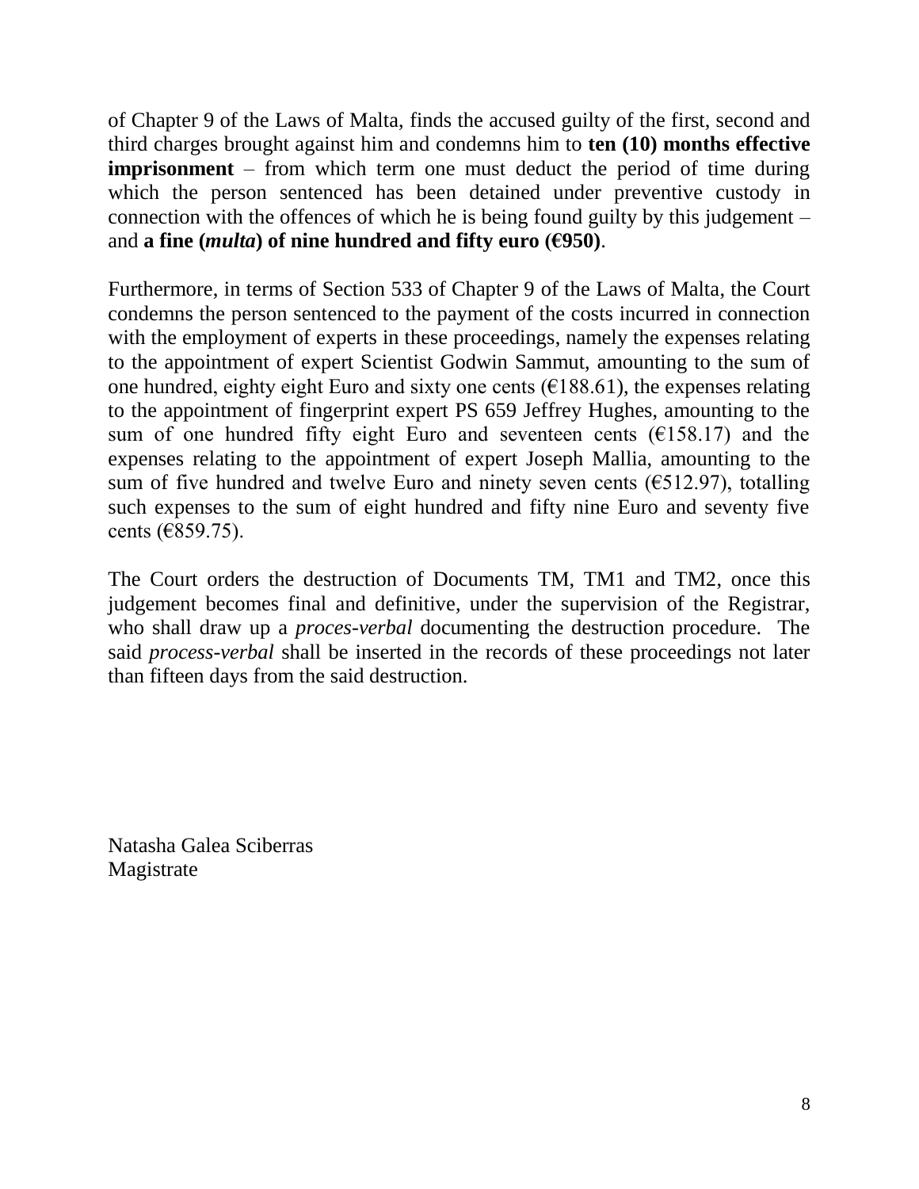of Chapter 9 of the Laws of Malta, finds the accused guilty of the first, second and third charges brought against him and condemns him to **ten (10) months effective imprisonment** – from which term one must deduct the period of time during which the person sentenced has been detained under preventive custody in connection with the offences of which he is being found guilty by this judgement – and **a fine (*multa*) of nine hundred and fifty euro (€950)**.

Furthermore, in terms of Section 533 of Chapter 9 of the Laws of Malta, the Court condemns the person sentenced to the payment of the costs incurred in connection with the employment of experts in these proceedings, namely the expenses relating to the appointment of expert Scientist Godwin Sammut, amounting to the sum of one hundred, eighty eight Euro and sixty one cents (€188.61), the expenses relating to the appointment of fingerprint expert PS 659 Jeffrey Hughes, amounting to the sum of one hundred fifty eight Euro and seventeen cents (€158.17) and the expenses relating to the appointment of expert Joseph Mallia, amounting to the sum of five hundred and twelve Euro and ninety seven cents (€512.97), totalling such expenses to the sum of eight hundred and fifty nine Euro and seventy five cents (€859.75).

The Court orders the destruction of Documents TM, TM1 and TM2, once this judgement becomes final and definitive, under the supervision of the Registrar, who shall draw up a *proces-verbal* documenting the destruction procedure. The said *process-verbal* shall be inserted in the records of these proceedings not later than fifteen days from the said destruction.

Natasha Galea Sciberras
Magistrate